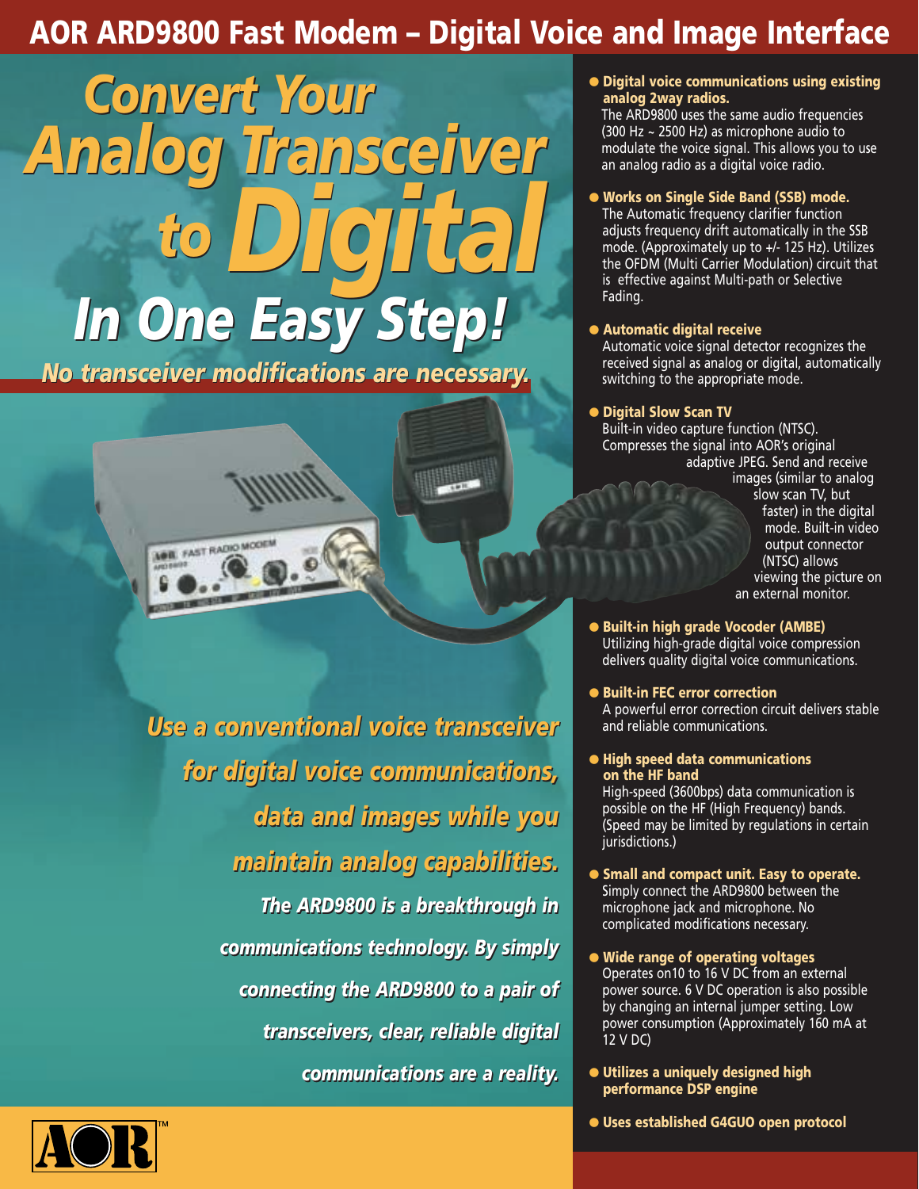# AOR ARD9800 Fast Modem – Digital Voice and Image Interface

## Convert Your Analog Transceiver to Digital In One Easy Step!

***No transceiver modifications are necessary.***

***Use a conventional voice transceiver for digital voice communications, data and images while you maintain analog capabilities.***

***The ARD9800 is a breakthrough in communications technology. By simply connecting the ARD9800 to a pair of transceivers, clear, reliable digital communications are a reality.***

- **Digital voice communications using existing analog 2way radios.**
  The ARD9800 uses the same audio frequencies (300 Hz ~ 2500 Hz) as microphone audio to modulate the voice signal. This allows you to use an analog radio as a digital voice radio.

- **Works on Single Side Band (SSB) mode.**
  The Automatic frequency clarifier function adjusts frequency drift automatically in the SSB mode. (Approximately up to +/- 125 Hz). Utilizes the OFDM (Multi Carrier Modulation) circuit that is effective against Multi-path or Selective Fading.

- **Automatic digital receive**
  Automatic voice signal detector recognizes the received signal as analog or digital, automatically switching to the appropriate mode.

- **Digital Slow Scan TV**
  Built-in video capture function (NTSC). Compresses the signal into AOR's original adaptive JPEG. Send and receive images (similar to analog slow scan TV, but faster) in the digital mode. Built-in video output connector (NTSC) allows viewing the picture on an external monitor.

- **Built-in high grade Vocoder (AMBE)**
  Utilizing high-grade digital voice compression delivers quality digital voice communications.

- **Built-in FEC error correction**
  A powerful error correction circuit delivers stable and reliable communications.

- **High speed data communications on the HF band**
  High-speed (3600bps) data communication is possible on the HF (High Frequency) bands. (Speed may be limited by regulations in certain jurisdictions.)

- **Small and compact unit. Easy to operate.**
  Simply connect the ARD9800 between the microphone jack and microphone. No complicated modifications necessary.

- **Wide range of operating voltages**
  Operates on10 to 16 V DC from an external power source. 6 V DC operation is also possible by changing an internal jumper setting. Low power consumption (Approximately 160 mA at 12 V DC)

- **Utilizes a uniquely designed high performance DSP engine**

- **Uses established G4GUO open protocol**

AOR™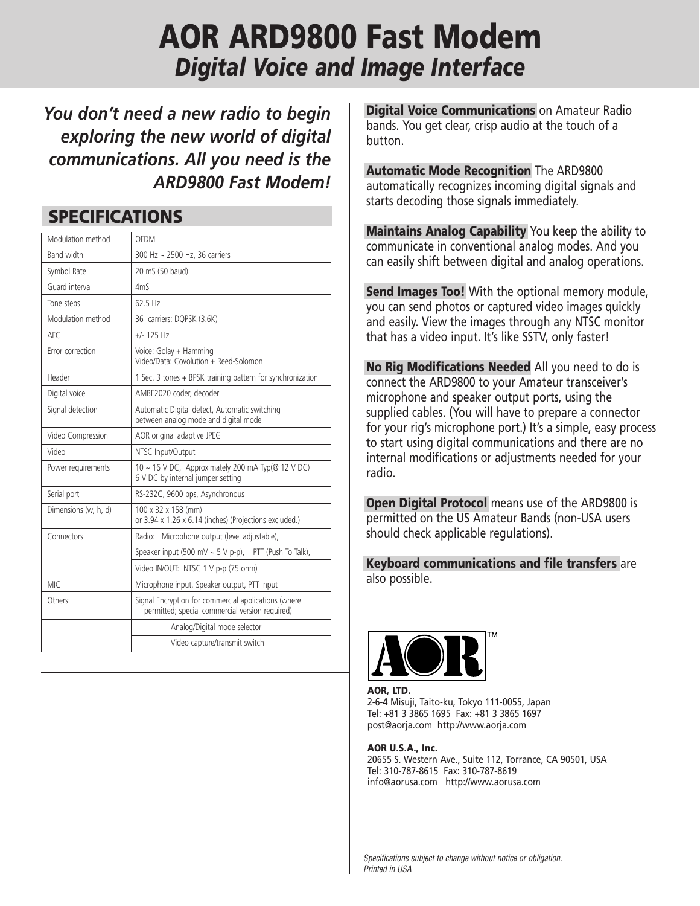# AOR ARD9800 Fast Modem

## *Digital Voice and Image Interface*

***You don't need a new radio to begin exploring the new world of digital communications. All you need is the ARD9800 Fast Modem!***

## SPECIFICATIONS

| | |
|---|---|
| Modulation method | OFDM |
| Band width | 300 Hz ~ 2500 Hz, 36 carriers |
| Symbol Rate | 20 mS (50 baud) |
| Guard interval | 4mS |
| Tone steps | 62.5 Hz |
| Modulation method | 36 carriers: DQPSK (3.6K) |
| AFC | +/- 125 Hz |
| Error correction | Voice: Golay + Hamming<br>Video/Data: Covolution + Reed-Solomon |
| Header | 1 Sec. 3 tones + BPSK training pattern for synchronization |
| Digital voice | AMBE2020 coder, decoder |
| Signal detection | Automatic Digital detect, Automatic switching between analog mode and digital mode |
| Video Compression | AOR original adaptive JPEG |
| Video | NTSC Input/Output |
| Power requirements | 10 ~ 16 V DC, Approximately 200 mA Typ(@ 12 V DC)<br>6 V DC by internal jumper setting |
| Serial port | RS-232C, 9600 bps, Asynchronous |
| Dimensions (w, h, d) | 100 x 32 x 158 (mm)<br>or 3.94 x 1.26 x 6.14 (inches) (Projections excluded.) |
| Connectors | Radio: Microphone output (level adjustable), |
| | Speaker input (500 mV ~ 5 V p-p), PTT (Push To Talk), |
| | Video IN/OUT: NTSC 1 V p-p (75 ohm) |
| MIC | Microphone input, Speaker output, PTT input |
| Others: | Signal Encryption for commercial applications (where permitted; special commercial version required) |
| | Analog/Digital mode selector |
| | Video capture/transmit switch |

**Digital Voice Communications** on Amateur Radio bands. You get clear, crisp audio at the touch of a button.

**Automatic Mode Recognition** The ARD9800 automatically recognizes incoming digital signals and starts decoding those signals immediately.

**Maintains Analog Capability** You keep the ability to communicate in conventional analog modes. And you can easily shift between digital and analog operations.

**Send Images Too!** With the optional memory module, you can send photos or captured video images quickly and easily. View the images through any NTSC monitor that has a video input. It's like SSTV, only faster!

**No Rig Modifications Needed** All you need to do is connect the ARD9800 to your Amateur transceiver's microphone and speaker output ports, using the supplied cables. (You will have to prepare a connector for your rig's microphone port.) It's a simple, easy process to start using digital communications and there are no internal modifications or adjustments needed for your radio.

**Open Digital Protocol** means use of the ARD9800 is permitted on the US Amateur Bands (non-USA users should check applicable regulations).

**Keyboard communications and file transfers** are also possible.

AOR™

**AOR, LTD.**
2-6-4 Misuji, Taito-ku, Tokyo 111-0055, Japan
Tel: +81 3 3865 1695 Fax: +81 3 3865 1697
post@aorja.com http://www.aorja.com

**AOR U.S.A., Inc.**
20655 S. Western Ave., Suite 112, Torrance, CA 90501, USA
Tel: 310-787-8615 Fax: 310-787-8619
info@aorusa.com http://www.aorusa.com

*Specifications subject to change without notice or obligation.*
*Printed in USA*